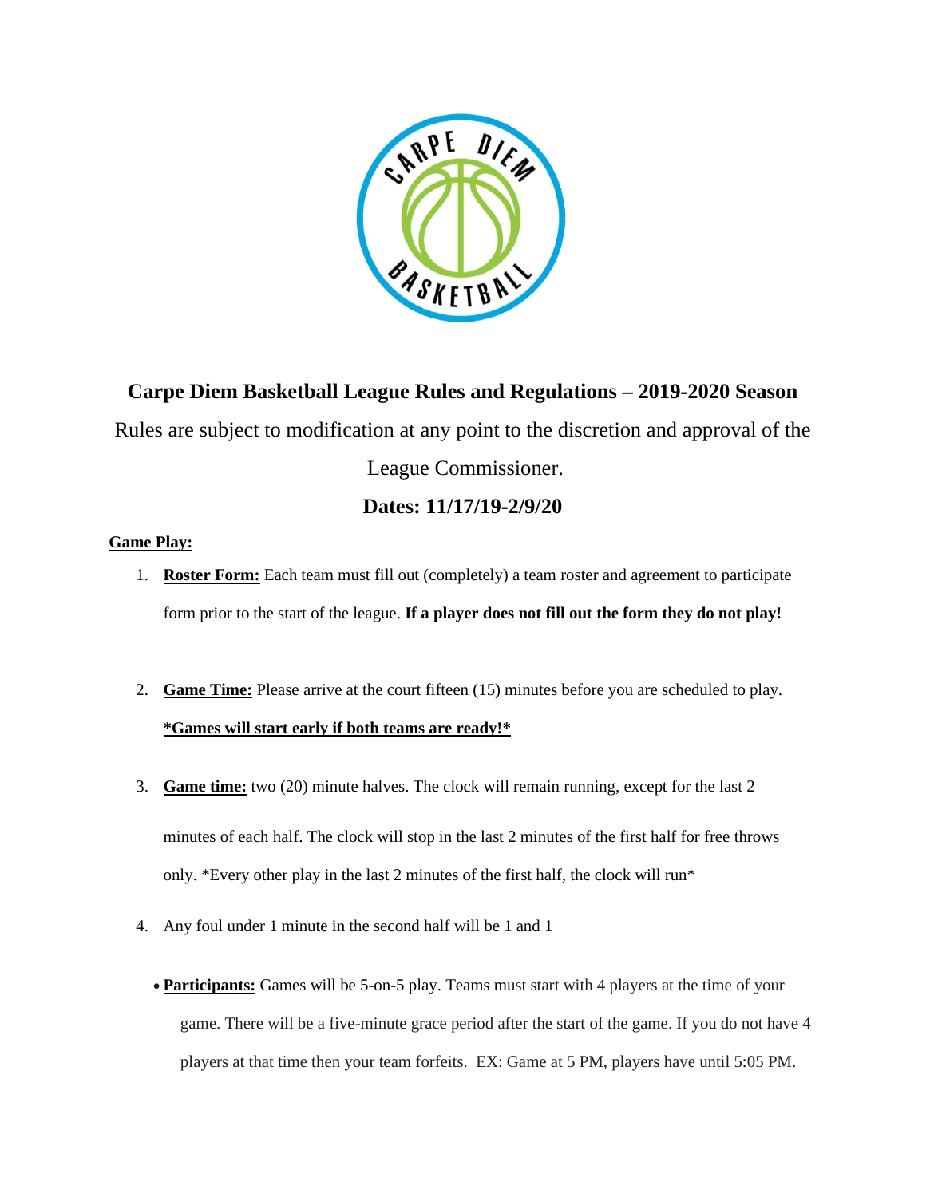# Carpe Diem Basketball League Rules and Regulations – 2019-2020 Season

Rules are subject to modification at any point to the discretion and approval of the League Commissioner.

## Dates: 11/17/19-2/9/20

**Game Play:**

1. **Roster Form:** Each team must fill out (completely) a team roster and agreement to participate form prior to the start of the league. **If a player does not fill out the form they do not play!**

2. **Game Time:** Please arrive at the court fifteen (15) minutes before you are scheduled to play. **\*Games will start early if both teams are ready!\***

3. **Game time:** two (20) minute halves. The clock will remain running, except for the last 2 minutes of each half. The clock will stop in the last 2 minutes of the first half for free throws only. *Every other play in the last 2 minutes of the first half, the clock will run*

4. Any foul under 1 minute in the second half will be 1 and 1

- **Participants:** Games will be 5-on-5 play. Teams must start with 4 players at the time of your game. There will be a five-minute grace period after the start of the game. If you do not have 4 players at that time then your team forfeits. EX: Game at 5 PM, players have until 5:05 PM.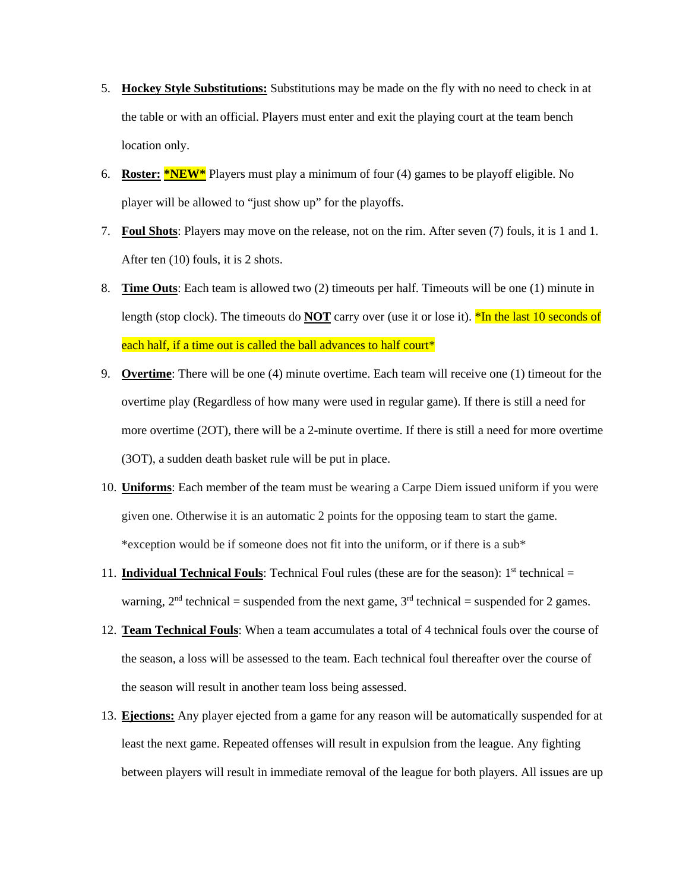5. **Hockey Style Substitutions:** Substitutions may be made on the fly with no need to check in at the table or with an official. Players must enter and exit the playing court at the team bench location only.

6. **Roster:** ***NEW*** Players must play a minimum of four (4) games to be playoff eligible. No player will be allowed to "just show up" for the playoffs.

7. **Foul Shots**: Players may move on the release, not on the rim. After seven (7) fouls, it is 1 and 1. After ten (10) fouls, it is 2 shots.

8. **Time Outs**: Each team is allowed two (2) timeouts per half. Timeouts will be one (1) minute in length (stop clock). The timeouts do **NOT** carry over (use it or lose it). *In the last 10 seconds of each half, if a time out is called the ball advances to half court*

9. **Overtime**: There will be one (4) minute overtime. Each team will receive one (1) timeout for the overtime play (Regardless of how many were used in regular game). If there is still a need for more overtime (2OT), there will be a 2-minute overtime. If there is still a need for more overtime (3OT), a sudden death basket rule will be put in place.

10. **Uniforms**: Each member of the team must be wearing a Carpe Diem issued uniform if you were given one. Otherwise it is an automatic 2 points for the opposing team to start the game. *exception would be if someone does not fit into the uniform, or if there is a sub*

11. **Individual Technical Fouls**: Technical Foul rules (these are for the season): 1st technical = warning, 2nd technical = suspended from the next game, 3rd technical = suspended for 2 games.

12. **Team Technical Fouls**: When a team accumulates a total of 4 technical fouls over the course of the season, a loss will be assessed to the team. Each technical foul thereafter over the course of the season will result in another team loss being assessed.

13. **Ejections:** Any player ejected from a game for any reason will be automatically suspended for at least the next game. Repeated offenses will result in expulsion from the league. Any fighting between players will result in immediate removal of the league for both players. All issues are up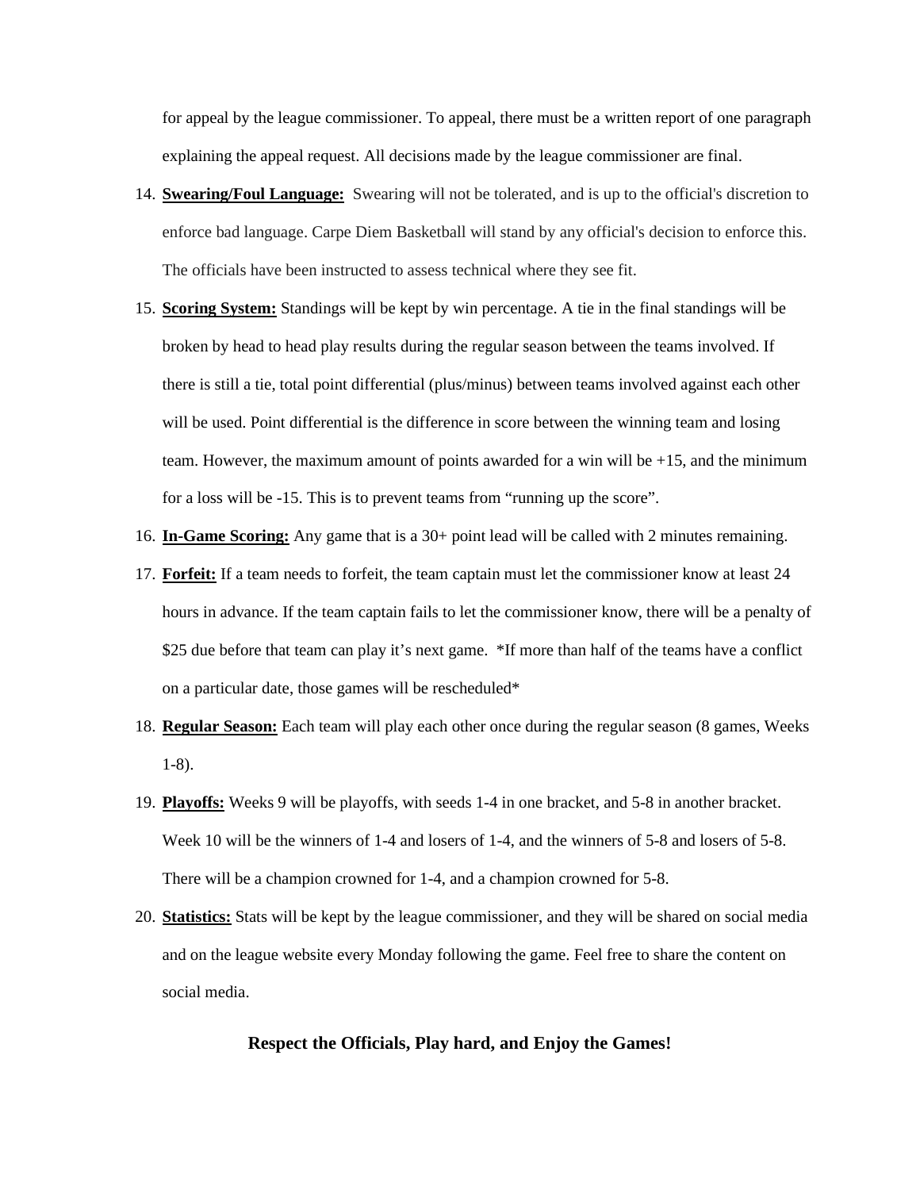for appeal by the league commissioner. To appeal, there must be a written report of one paragraph explaining the appeal request. All decisions made by the league commissioner are final.

14. **Swearing/Foul Language:** Swearing will not be tolerated, and is up to the official's discretion to enforce bad language. Carpe Diem Basketball will stand by any official's decision to enforce this. The officials have been instructed to assess technical where they see fit.
15. **Scoring System:** Standings will be kept by win percentage. A tie in the final standings will be broken by head to head play results during the regular season between the teams involved. If there is still a tie, total point differential (plus/minus) between teams involved against each other will be used. Point differential is the difference in score between the winning team and losing team. However, the maximum amount of points awarded for a win will be +15, and the minimum for a loss will be -15. This is to prevent teams from "running up the score".
16. **In-Game Scoring:** Any game that is a 30+ point lead will be called with 2 minutes remaining.
17. **Forfeit:** If a team needs to forfeit, the team captain must let the commissioner know at least 24 hours in advance. If the team captain fails to let the commissioner know, there will be a penalty of $25 due before that team can play it's next game. *If more than half of the teams have a conflict on a particular date, those games will be rescheduled*
18. **Regular Season:** Each team will play each other once during the regular season (8 games, Weeks 1-8).
19. **Playoffs:** Weeks 9 will be playoffs, with seeds 1-4 in one bracket, and 5-8 in another bracket. Week 10 will be the winners of 1-4 and losers of 1-4, and the winners of 5-8 and losers of 5-8. There will be a champion crowned for 1-4, and a champion crowned for 5-8.
20. **Statistics:** Stats will be kept by the league commissioner, and they will be shared on social media and on the league website every Monday following the game. Feel free to share the content on social media.

**Respect the Officials, Play hard, and Enjoy the Games!**